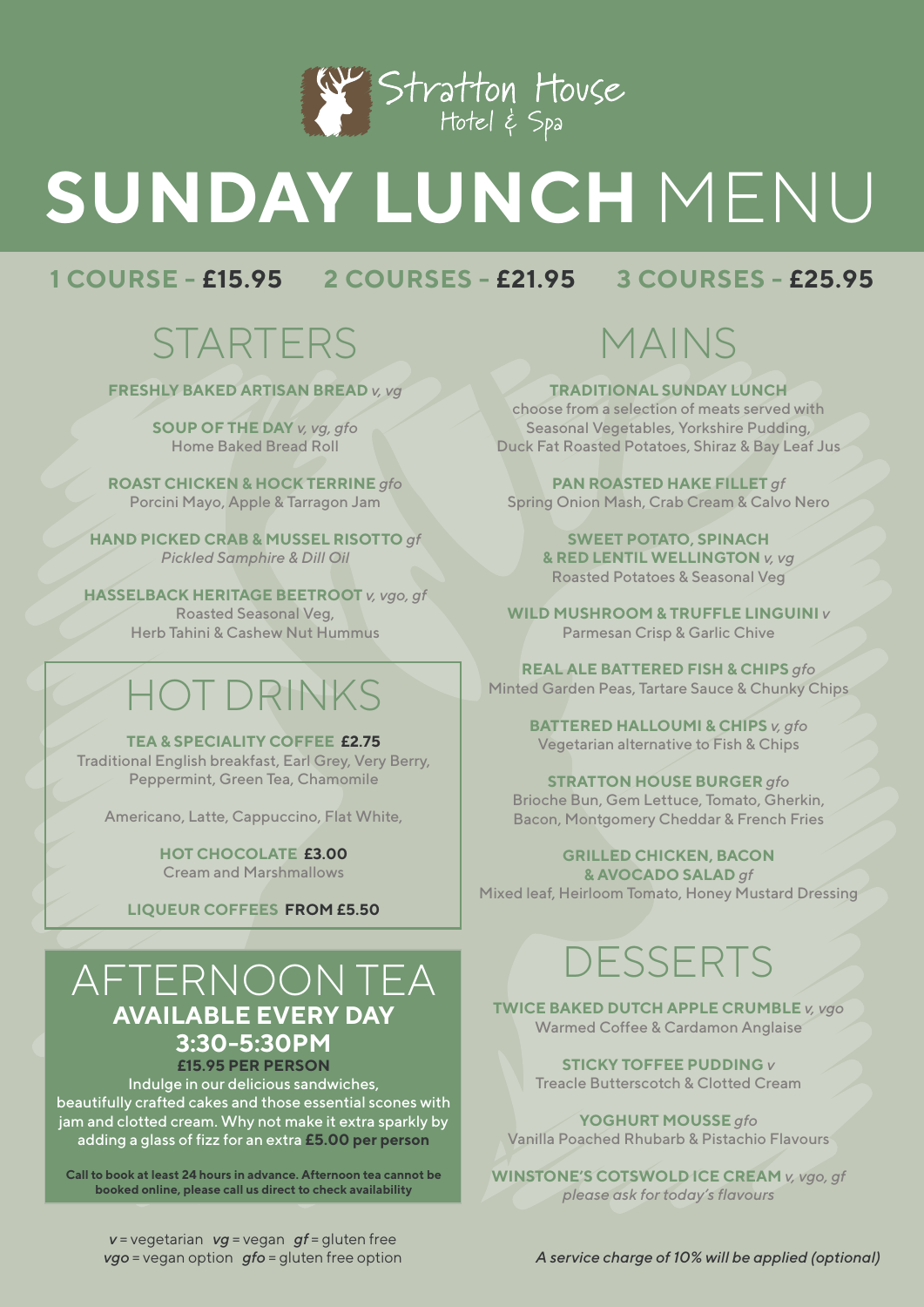Stratton House Hotel & Spa

# SUNDAY LUNCH MENU

**1 COURSE - £15.95** **2 COURSES - £21.95** **3 COURSES - £25.95**

## STARTERS

**FRESHLY BAKED ARTISAN BREAD** *v, vg*

**SOUP OF THE DAY** *v, vg, gfo*
Home Baked Bread Roll

**ROAST CHICKEN & HOCK TERRINE** *gfo*
Porcini Mayo, Apple & Tarragon Jam

**HAND PICKED CRAB & MUSSEL RISOTTO** *gf*
*Pickled Samphire & Dill Oil*

**HASSELBACK HERITAGE BEETROOT** *v, vgo, gf*
Roasted Seasonal Veg,
Herb Tahini & Cashew Nut Hummus

## HOT DRINKS

**TEA & SPECIALITY COFFEE £2.75**
Traditional English breakfast, Earl Grey, Very Berry, Peppermint, Green Tea, Chamomile

Americano, Latte, Cappuccino, Flat White,

**HOT CHOCOLATE £3.00**
Cream and Marshmallows

**LIQUEUR COFFEES FROM £5.50**

## AFTERNOON TEA

**AVAILABLE EVERY DAY**
**3:30-5:30PM**
**£15.95 PER PERSON**

Indulge in our delicious sandwiches, beautifully crafted cakes and those essential scones with jam and clotted cream. Why not make it extra sparkly by adding a glass of fizz for an extra **£5.00 per person**

**Call to book at least 24 hours in advance. Afternoon tea cannot be booked online, please call us direct to check availability**

## MAINS

**TRADITIONAL SUNDAY LUNCH**
choose from a selection of meats served with Seasonal Vegetables, Yorkshire Pudding, Duck Fat Roasted Potatoes, Shiraz & Bay Leaf Jus

**PAN ROASTED HAKE FILLET** *gf*
Spring Onion Mash, Crab Cream & Calvo Nero

**SWEET POTATO, SPINACH & RED LENTIL WELLINGTON** *v, vg*
Roasted Potatoes & Seasonal Veg

**WILD MUSHROOM & TRUFFLE LINGUINI** *v*
Parmesan Crisp & Garlic Chive

**REAL ALE BATTERED FISH & CHIPS** *gfo*
Minted Garden Peas, Tartare Sauce & Chunky Chips

**BATTERED HALLOUMI & CHIPS** *v, gfo*
Vegetarian alternative to Fish & Chips

**STRATTON HOUSE BURGER** *gfo*
Brioche Bun, Gem Lettuce, Tomato, Gherkin, Bacon, Montgomery Cheddar & French Fries

**GRILLED CHICKEN, BACON & AVOCADO SALAD** *gf*
Mixed leaf, Heirloom Tomato, Honey Mustard Dressing

## DESSERTS

**TWICE BAKED DUTCH APPLE CRUMBLE** *v, vgo*
Warmed Coffee & Cardamon Anglaise

**STICKY TOFFEE PUDDING** *v*
Treacle Butterscotch & Clotted Cream

**YOGHURT MOUSSE** *gfo*
Vanilla Poached Rhubarb & Pistachio Flavours

**WINSTONE'S COTSWOLD ICE CREAM** *v, vgo, gf*
*please ask for today's flavours*

*v* = vegetarian *vg* = vegan *gf* = gluten free
*vgo* = vegan option *gfo* = gluten free option

*A service charge of 10% will be applied (optional)*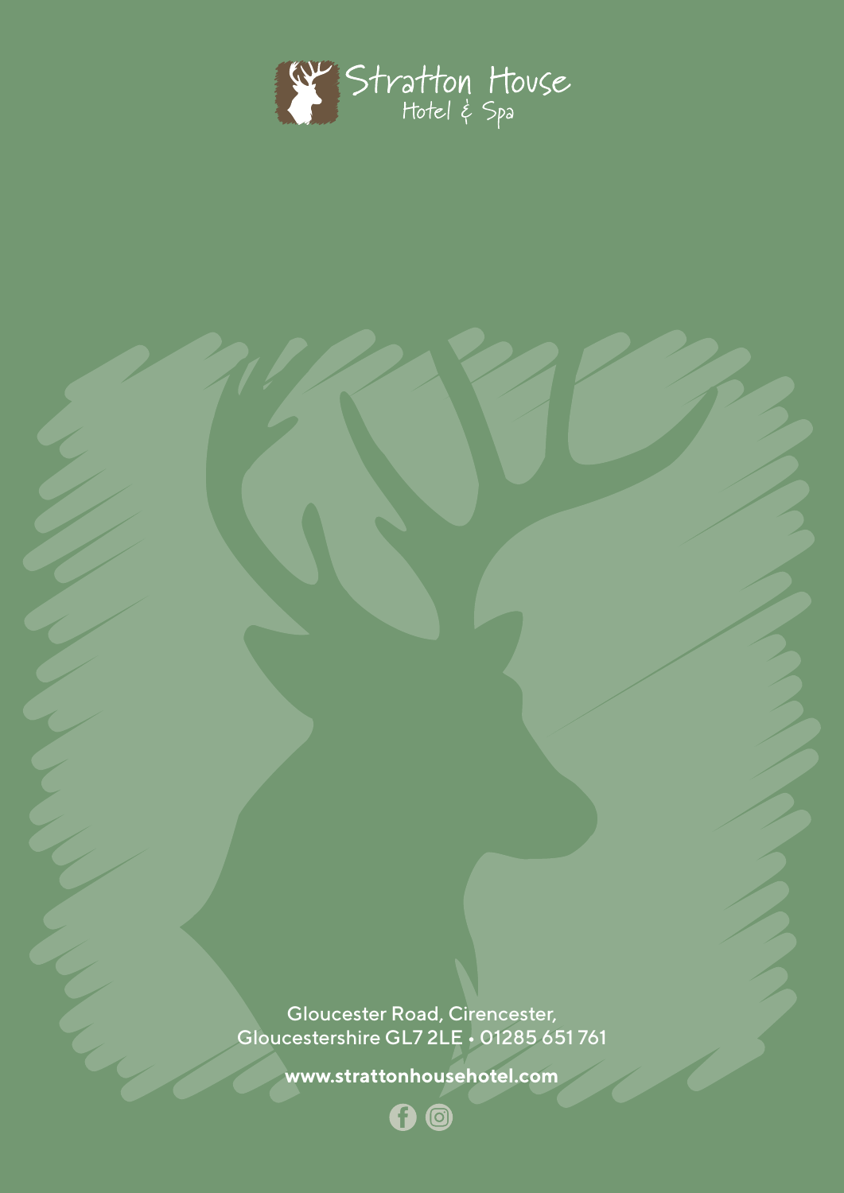Stratton House
Hotel & Spa

Gloucester Road, Cirencester,
Gloucestershire GL7 2LE • 01285 651 761

**www.strattonhousehotel.com**